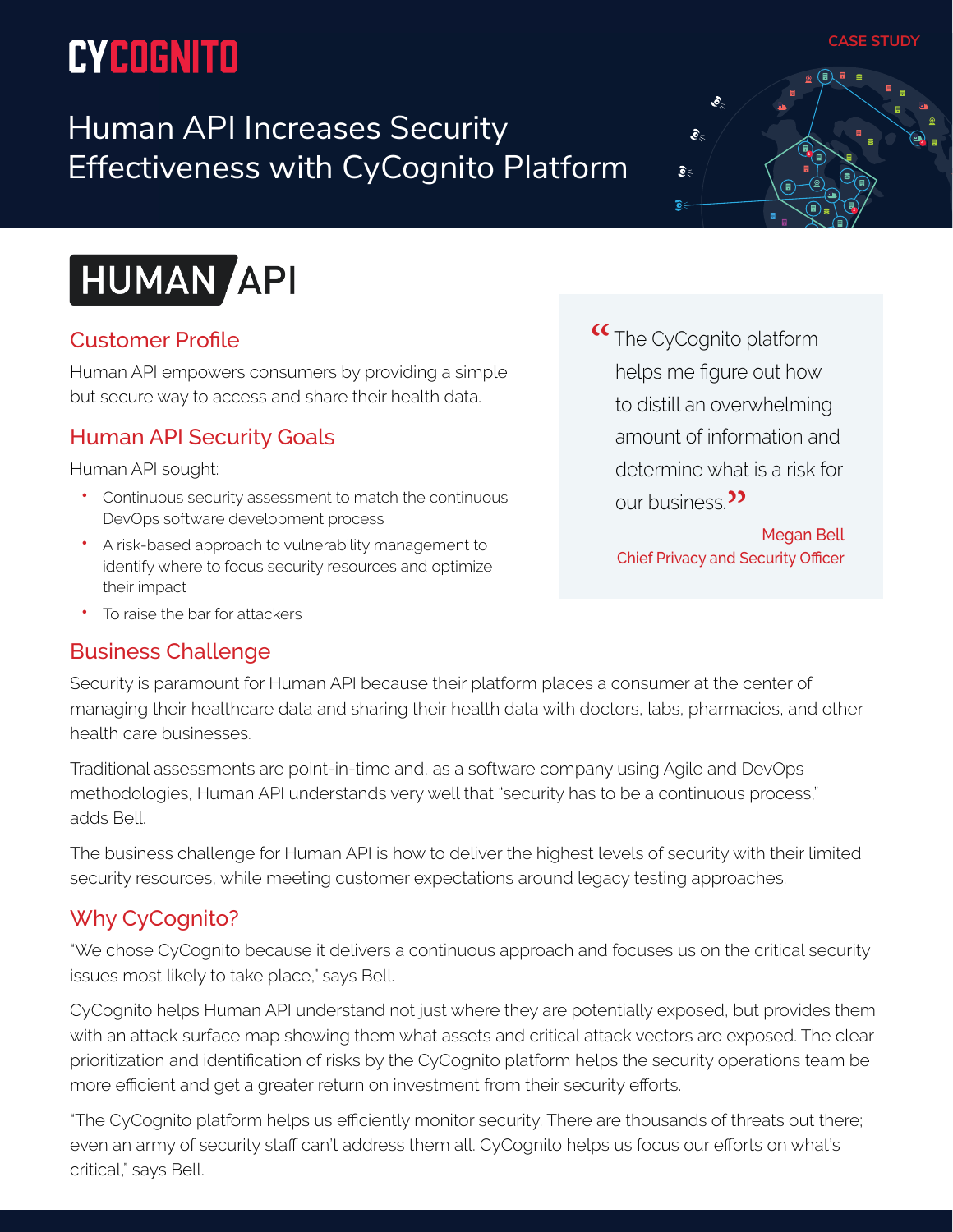CYCOGNITO

CASE STUDY

# Human API Increases Security Effectiveness with CyCognito Platform

HUMAN API

## Customer Profile

Human API empowers consumers by providing a simple but secure way to access and share their health data.

## Human API Security Goals

Human API sought:

- Continuous security assessment to match the continuous DevOps software development process
- A risk-based approach to vulnerability management to identify where to focus security resources and optimize their impact
- To raise the bar for attackers

> "The CyCognito platform helps me figure out how to distill an overwhelming amount of information and determine what is a risk for our business."
>
> Megan Bell
> Chief Privacy and Security Officer

## Business Challenge

Security is paramount for Human API because their platform places a consumer at the center of managing their healthcare data and sharing their health data with doctors, labs, pharmacies, and other health care businesses.

Traditional assessments are point-in-time and, as a software company using Agile and DevOps methodologies, Human API understands very well that "security has to be a continuous process," adds Bell.

The business challenge for Human API is how to deliver the highest levels of security with their limited security resources, while meeting customer expectations around legacy testing approaches.

## Why CyCognito?

"We chose CyCognito because it delivers a continuous approach and focuses us on the critical security issues most likely to take place," says Bell.

CyCognito helps Human API understand not just where they are potentially exposed, but provides them with an attack surface map showing them what assets and critical attack vectors are exposed. The clear prioritization and identification of risks by the CyCognito platform helps the security operations team be more efficient and get a greater return on investment from their security efforts.

"The CyCognito platform helps us efficiently monitor security. There are thousands of threats out there; even an army of security staff can't address them all. CyCognito helps us focus our efforts on what's critical," says Bell.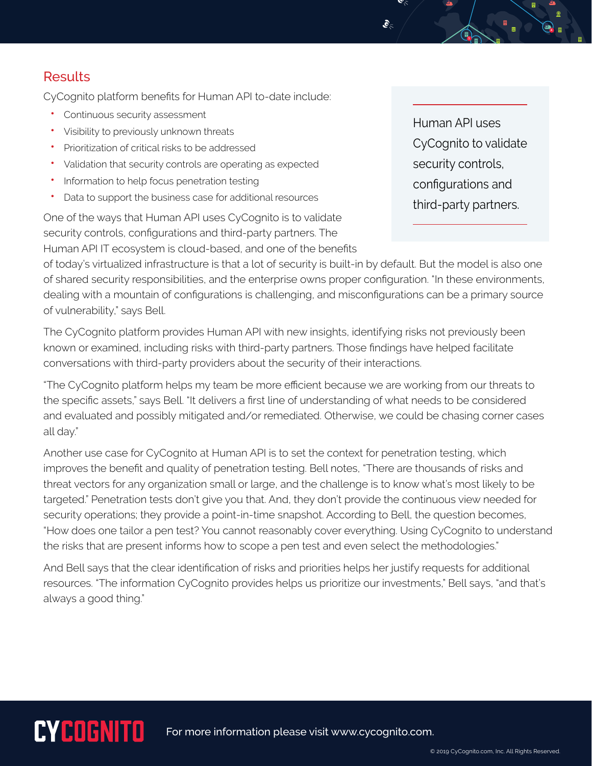## Results

CyCognito platform benefits for Human API to-date include:

- Continuous security assessment
- Visibility to previously unknown threats
- Prioritization of critical risks to be addressed
- Validation that security controls are operating as expected
- Information to help focus penetration testing
- Data to support the business case for additional resources

> Human API uses CyCognito to validate security controls, configurations and third-party partners.

One of the ways that Human API uses CyCognito is to validate security controls, configurations and third-party partners. The Human API IT ecosystem is cloud-based, and one of the benefits of today's virtualized infrastructure is that a lot of security is built-in by default. But the model is also one of shared security responsibilities, and the enterprise owns proper configuration. "In these environments, dealing with a mountain of configurations is challenging, and misconfigurations can be a primary source of vulnerability," says Bell.

The CyCognito platform provides Human API with new insights, identifying risks not previously been known or examined, including risks with third-party partners. Those findings have helped facilitate conversations with third-party providers about the security of their interactions.

"The CyCognito platform helps my team be more efficient because we are working from our threats to the specific assets," says Bell. "It delivers a first line of understanding of what needs to be considered and evaluated and possibly mitigated and/or remediated. Otherwise, we could be chasing corner cases all day."

Another use case for CyCognito at Human API is to set the context for penetration testing, which improves the benefit and quality of penetration testing. Bell notes, "There are thousands of risks and threat vectors for any organization small or large, and the challenge is to know what's most likely to be targeted." Penetration tests don't give you that. And, they don't provide the continuous view needed for security operations; they provide a point-in-time snapshot. According to Bell, the question becomes, "How does one tailor a pen test? You cannot reasonably cover everything. Using CyCognito to understand the risks that are present informs how to scope a pen test and even select the methodologies."

And Bell says that the clear identification of risks and priorities helps her justify requests for additional resources. "The information CyCognito provides helps us prioritize our investments," Bell says, "and that's always a good thing."

CYCOGNITO

For more information please visit www.cycognito.com.

© 2019 CyCognito.com, Inc. All Rights Reserved.